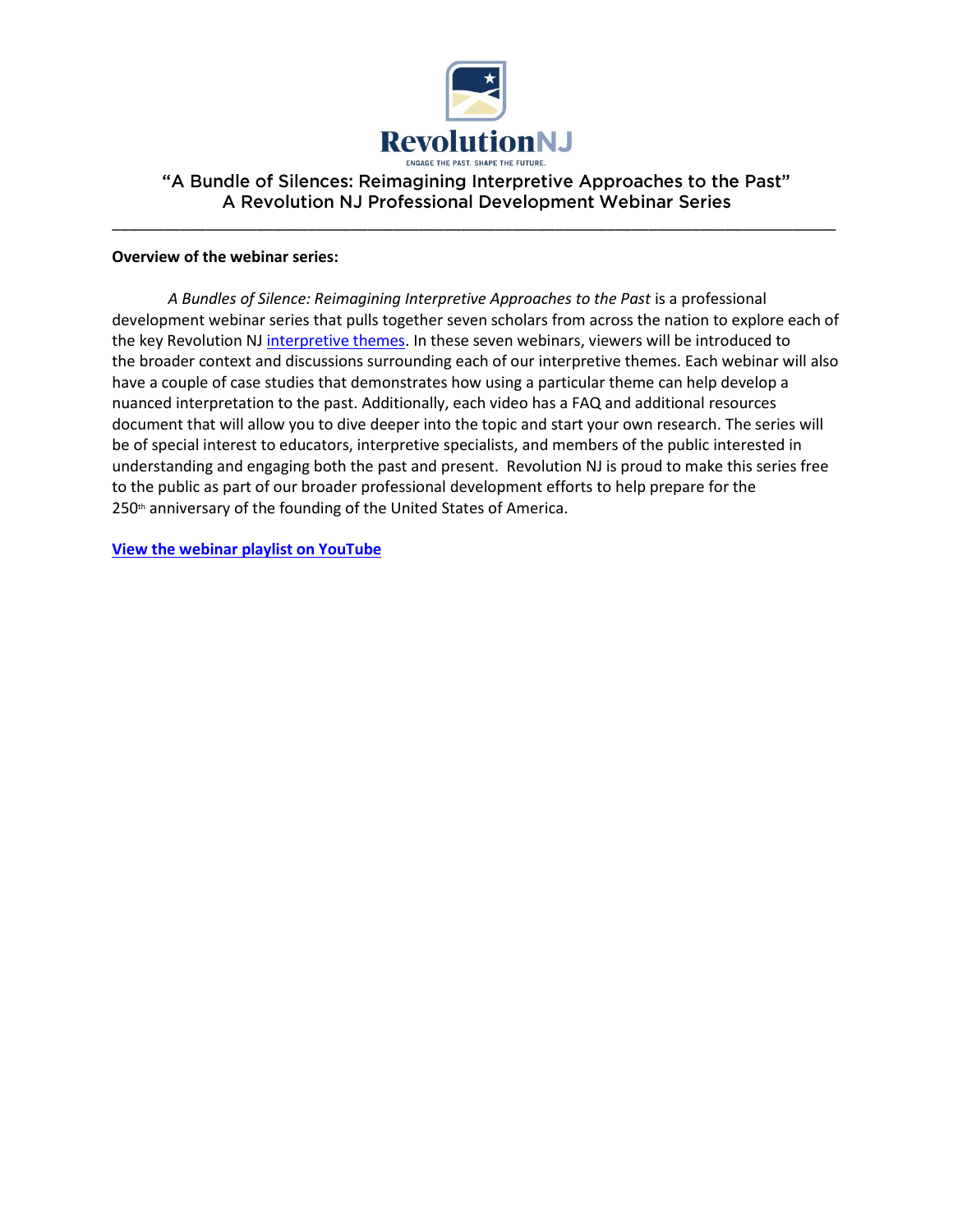RevolutionNJ

ENGAGE THE PAST. SHAPE THE FUTURE.

# "A Bundle of Silences: Reimagining Interpretive Approaches to the Past"
## A Revolution NJ Professional Development Webinar Series

---

**Overview of the webinar series:**

*A Bundles of Silence: Reimagining Interpretive Approaches to the Past* is a professional development webinar series that pulls together seven scholars from across the nation to explore each of the key Revolution NJ interpretive themes. In these seven webinars, viewers will be introduced to the broader context and discussions surrounding each of our interpretive themes. Each webinar will also have a couple of case studies that demonstrates how using a particular theme can help develop a nuanced interpretation to the past. Additionally, each video has a FAQ and additional resources document that will allow you to dive deeper into the topic and start your own research. The series will be of special interest to educators, interpretive specialists, and members of the public interested in understanding and engaging both the past and present. Revolution NJ is proud to make this series free to the public as part of our broader professional development efforts to help prepare for the 250th anniversary of the founding of the United States of America.

**View the webinar playlist on YouTube**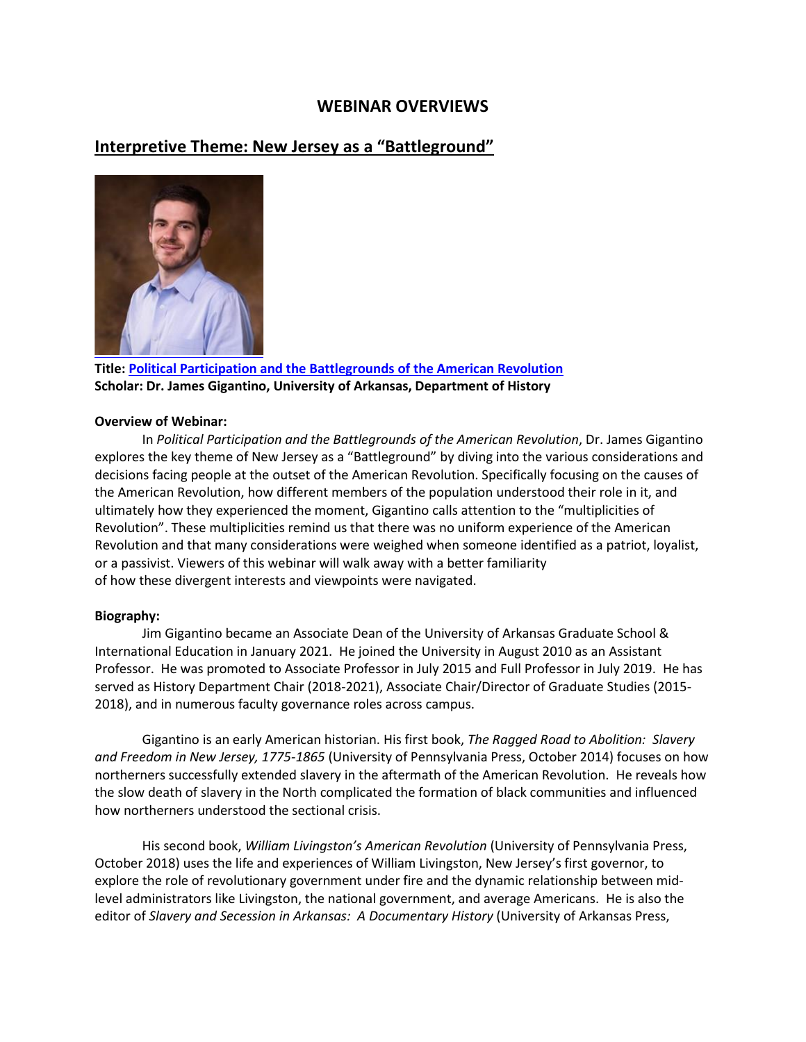# WEBINAR OVERVIEWS

## Interpretive Theme: New Jersey as a "Battleground"

**Title: Political Participation and the Battlegrounds of the American Revolution**
**Scholar: Dr. James Gigantino, University of Arkansas, Department of History**

**Overview of Webinar:**

In *Political Participation and the Battlegrounds of the American Revolution*, Dr. James Gigantino explores the key theme of New Jersey as a "Battleground" by diving into the various considerations and decisions facing people at the outset of the American Revolution. Specifically focusing on the causes of the American Revolution, how different members of the population understood their role in it, and ultimately how they experienced the moment, Gigantino calls attention to the "multiplicities of Revolution". These multiplicities remind us that there was no uniform experience of the American Revolution and that many considerations were weighed when someone identified as a patriot, loyalist, or a passivist. Viewers of this webinar will walk away with a better familiarity of how these divergent interests and viewpoints were navigated.

**Biography:**

Jim Gigantino became an Associate Dean of the University of Arkansas Graduate School & International Education in January 2021. He joined the University in August 2010 as an Assistant Professor. He was promoted to Associate Professor in July 2015 and Full Professor in July 2019. He has served as History Department Chair (2018-2021), Associate Chair/Director of Graduate Studies (2015-2018), and in numerous faculty governance roles across campus.

Gigantino is an early American historian. His first book, *The Ragged Road to Abolition: Slavery and Freedom in New Jersey, 1775-1865* (University of Pennsylvania Press, October 2014) focuses on how northerners successfully extended slavery in the aftermath of the American Revolution. He reveals how the slow death of slavery in the North complicated the formation of black communities and influenced how northerners understood the sectional crisis.

His second book, *William Livingston's American Revolution* (University of Pennsylvania Press, October 2018) uses the life and experiences of William Livingston, New Jersey's first governor, to explore the role of revolutionary government under fire and the dynamic relationship between mid-level administrators like Livingston, the national government, and average Americans. He is also the editor of *Slavery and Secession in Arkansas: A Documentary History* (University of Arkansas Press,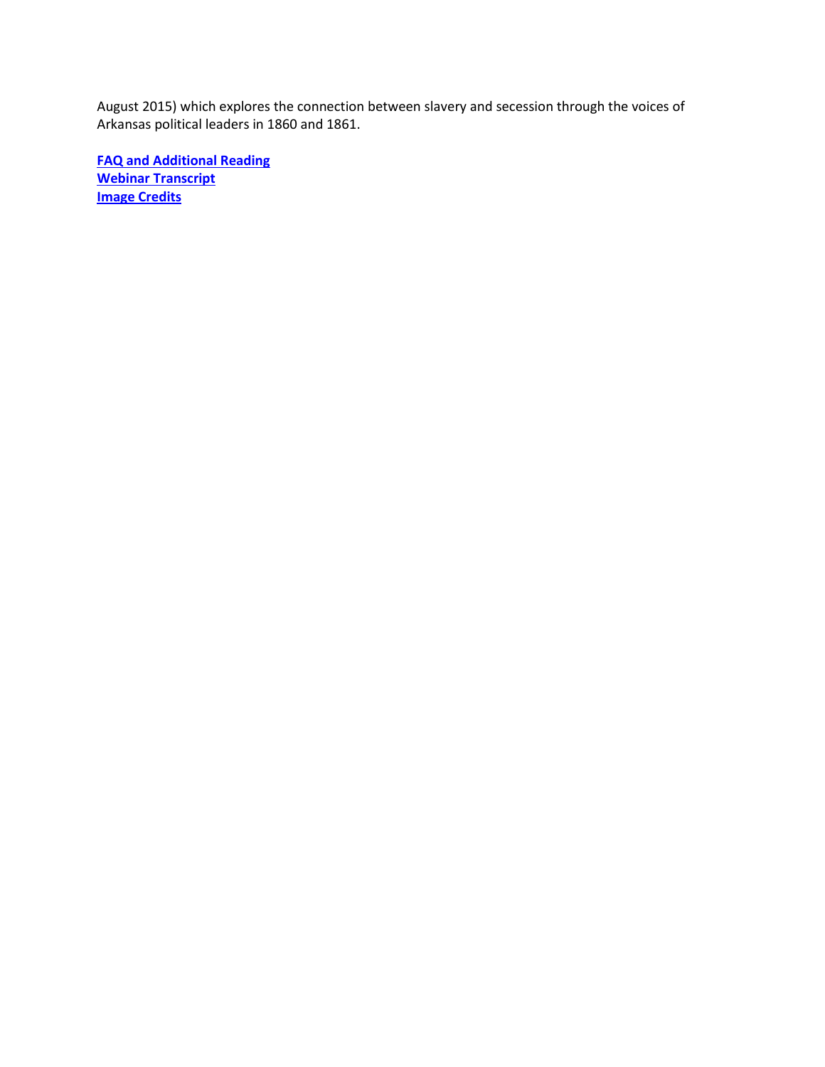August 2015) which explores the connection between slavery and secession through the voices of Arkansas political leaders in 1860 and 1861.

**FAQ and Additional Reading**
**Webinar Transcript**
**Image Credits**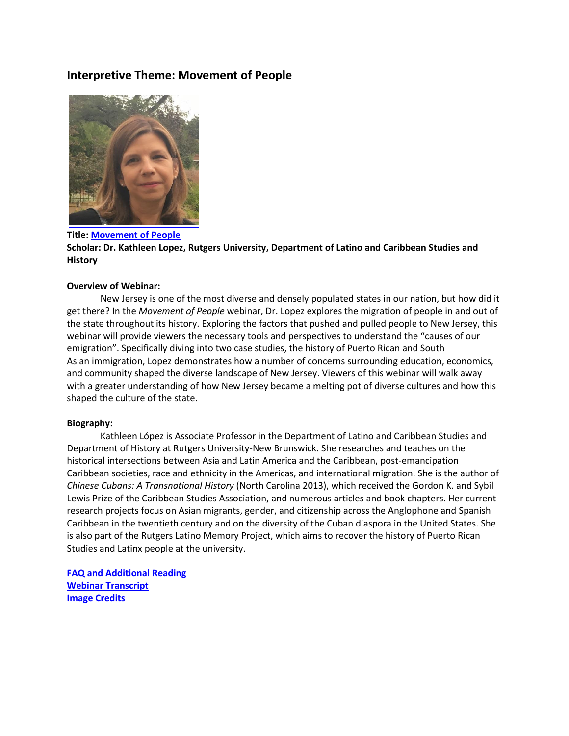## Interpretive Theme: Movement of People

**Title: Movement of People**
**Scholar: Dr. Kathleen Lopez, Rutgers University, Department of Latino and Caribbean Studies and History**

**Overview of Webinar:**

New Jersey is one of the most diverse and densely populated states in our nation, but how did it get there? In the *Movement of People* webinar, Dr. Lopez explores the migration of people in and out of the state throughout its history. Exploring the factors that pushed and pulled people to New Jersey, this webinar will provide viewers the necessary tools and perspectives to understand the "causes of our emigration". Specifically diving into two case studies, the history of Puerto Rican and South Asian immigration, Lopez demonstrates how a number of concerns surrounding education, economics, and community shaped the diverse landscape of New Jersey. Viewers of this webinar will walk away with a greater understanding of how New Jersey became a melting pot of diverse cultures and how this shaped the culture of the state.

**Biography:**

Kathleen López is Associate Professor in the Department of Latino and Caribbean Studies and Department of History at Rutgers University-New Brunswick. She researches and teaches on the historical intersections between Asia and Latin America and the Caribbean, post-emancipation Caribbean societies, race and ethnicity in the Americas, and international migration. She is the author of *Chinese Cubans: A Transnational History* (North Carolina 2013), which received the Gordon K. and Sybil Lewis Prize of the Caribbean Studies Association, and numerous articles and book chapters. Her current research projects focus on Asian migrants, gender, and citizenship across the Anglophone and Spanish Caribbean in the twentieth century and on the diversity of the Cuban diaspora in the United States. She is also part of the Rutgers Latino Memory Project, which aims to recover the history of Puerto Rican Studies and Latinx people at the university.

**FAQ and Additional Reading**
**Webinar Transcript**
**Image Credits**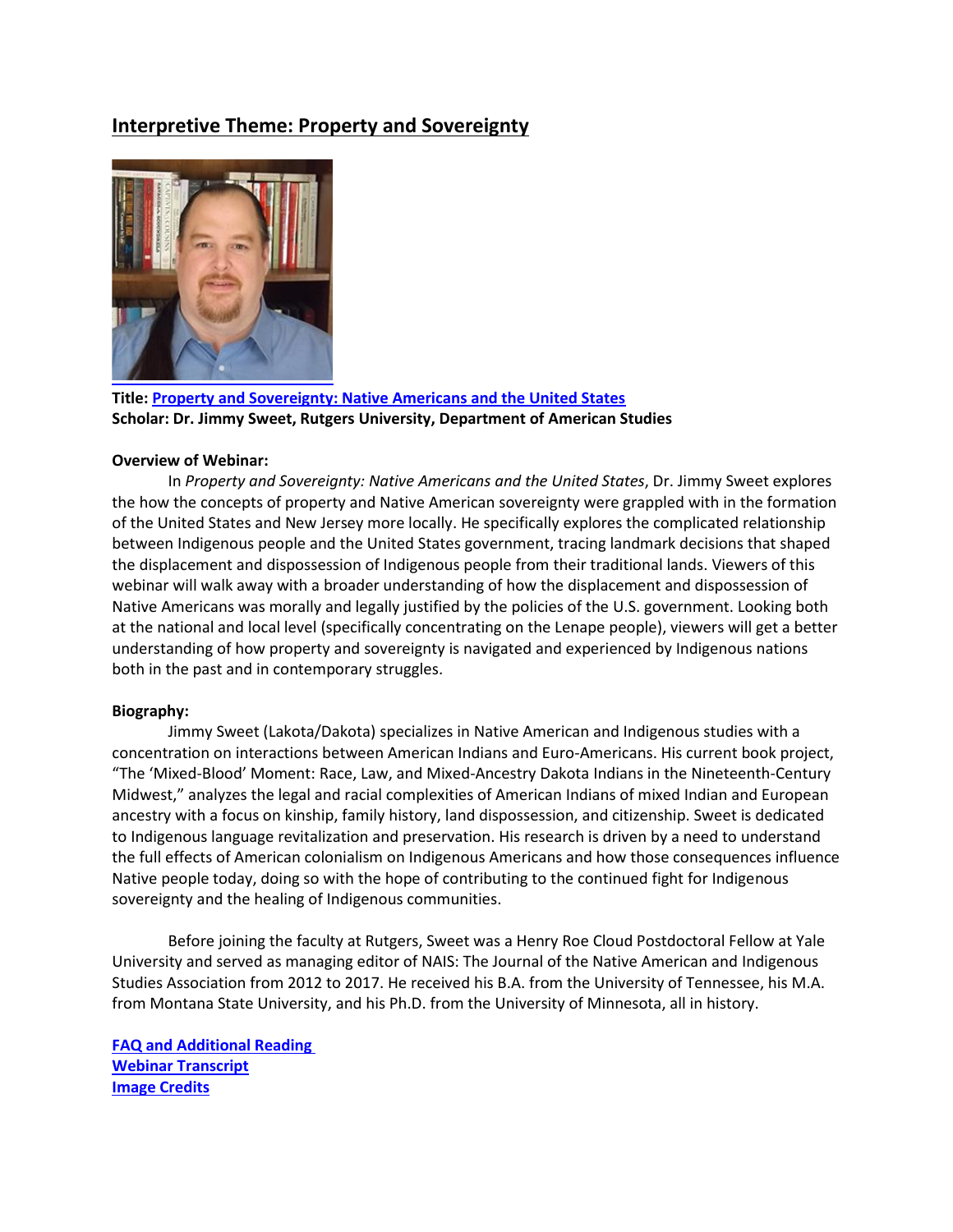## Interpretive Theme: Property and Sovereignty

**Title: Property and Sovereignty: Native Americans and the United States**
**Scholar: Dr. Jimmy Sweet, Rutgers University, Department of American Studies**

**Overview of Webinar:**

In *Property and Sovereignty: Native Americans and the United States*, Dr. Jimmy Sweet explores the how the concepts of property and Native American sovereignty were grappled with in the formation of the United States and New Jersey more locally. He specifically explores the complicated relationship between Indigenous people and the United States government, tracing landmark decisions that shaped the displacement and dispossession of Indigenous people from their traditional lands. Viewers of this webinar will walk away with a broader understanding of how the displacement and dispossession of Native Americans was morally and legally justified by the policies of the U.S. government. Looking both at the national and local level (specifically concentrating on the Lenape people), viewers will get a better understanding of how property and sovereignty is navigated and experienced by Indigenous nations both in the past and in contemporary struggles.

**Biography:**

Jimmy Sweet (Lakota/Dakota) specializes in Native American and Indigenous studies with a concentration on interactions between American Indians and Euro-Americans. His current book project, "The 'Mixed-Blood' Moment: Race, Law, and Mixed-Ancestry Dakota Indians in the Nineteenth-Century Midwest," analyzes the legal and racial complexities of American Indians of mixed Indian and European ancestry with a focus on kinship, family history, land dispossession, and citizenship. Sweet is dedicated to Indigenous language revitalization and preservation. His research is driven by a need to understand the full effects of American colonialism on Indigenous Americans and how those consequences influence Native people today, doing so with the hope of contributing to the continued fight for Indigenous sovereignty and the healing of Indigenous communities.

Before joining the faculty at Rutgers, Sweet was a Henry Roe Cloud Postdoctoral Fellow at Yale University and served as managing editor of NAIS: The Journal of the Native American and Indigenous Studies Association from 2012 to 2017. He received his B.A. from the University of Tennessee, his M.A. from Montana State University, and his Ph.D. from the University of Minnesota, all in history.

**FAQ and Additional Reading**
**Webinar Transcript**
**Image Credits**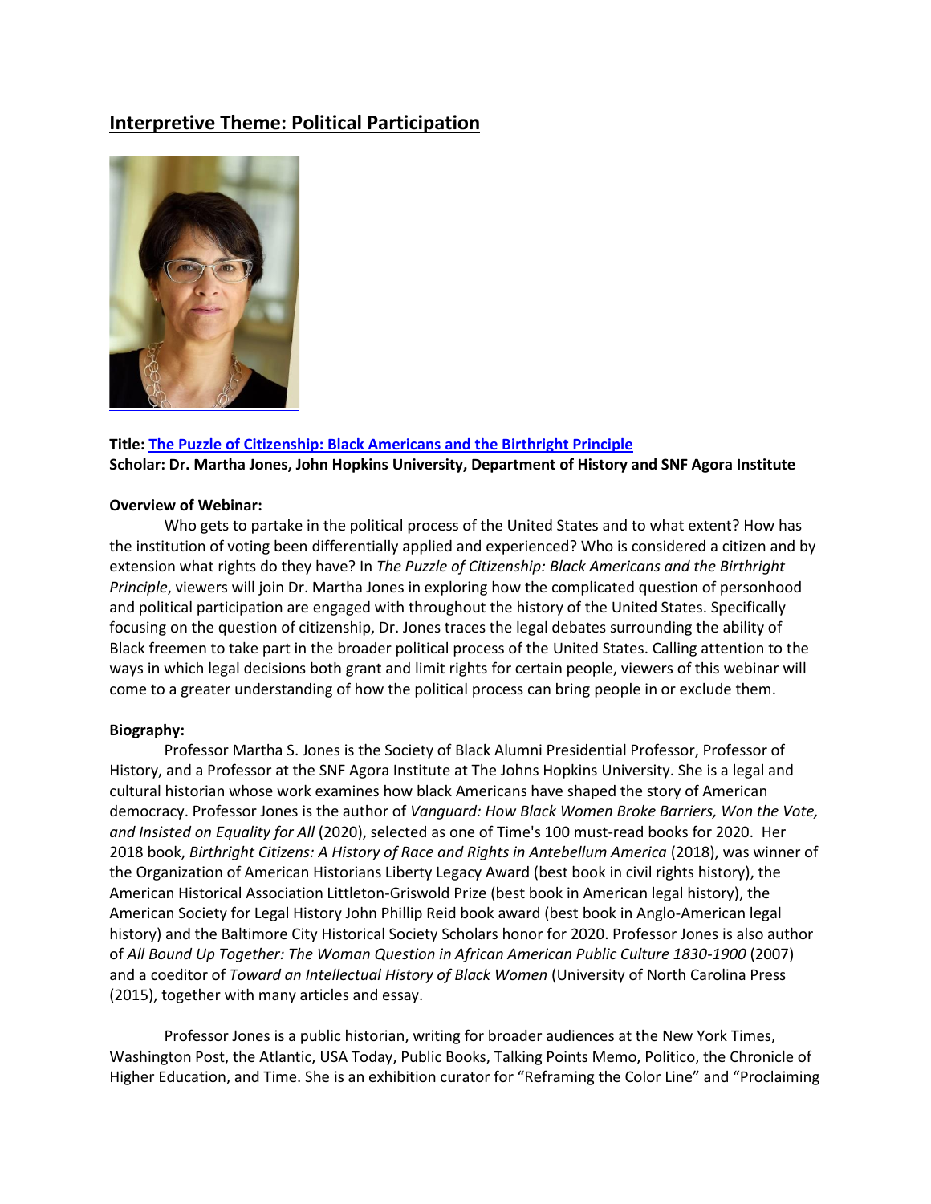## Interpretive Theme: Political Participation

**Title: The Puzzle of Citizenship: Black Americans and the Birthright Principle**
**Scholar: Dr. Martha Jones, John Hopkins University, Department of History and SNF Agora Institute**

**Overview of Webinar:**

Who gets to partake in the political process of the United States and to what extent? How has the institution of voting been differentially applied and experienced? Who is considered a citizen and by extension what rights do they have? In *The Puzzle of Citizenship: Black Americans and the Birthright Principle*, viewers will join Dr. Martha Jones in exploring how the complicated question of personhood and political participation are engaged with throughout the history of the United States. Specifically focusing on the question of citizenship, Dr. Jones traces the legal debates surrounding the ability of Black freemen to take part in the broader political process of the United States. Calling attention to the ways in which legal decisions both grant and limit rights for certain people, viewers of this webinar will come to a greater understanding of how the political process can bring people in or exclude them.

**Biography:**

Professor Martha S. Jones is the Society of Black Alumni Presidential Professor, Professor of History, and a Professor at the SNF Agora Institute at The Johns Hopkins University. She is a legal and cultural historian whose work examines how black Americans have shaped the story of American democracy. Professor Jones is the author of *Vanguard: How Black Women Broke Barriers, Won the Vote, and Insisted on Equality for All* (2020), selected as one of Time's 100 must-read books for 2020. Her 2018 book, *Birthright Citizens: A History of Race and Rights in Antebellum America* (2018), was winner of the Organization of American Historians Liberty Legacy Award (best book in civil rights history), the American Historical Association Littleton-Griswold Prize (best book in American legal history), the American Society for Legal History John Phillip Reid book award (best book in Anglo-American legal history) and the Baltimore City Historical Society Scholars honor for 2020. Professor Jones is also author of *All Bound Up Together: The Woman Question in African American Public Culture 1830-1900* (2007) and a coeditor of *Toward an Intellectual History of Black Women* (University of North Carolina Press (2015), together with many articles and essay.

Professor Jones is a public historian, writing for broader audiences at the New York Times, Washington Post, the Atlantic, USA Today, Public Books, Talking Points Memo, Politico, the Chronicle of Higher Education, and Time. She is an exhibition curator for "Reframing the Color Line" and "Proclaiming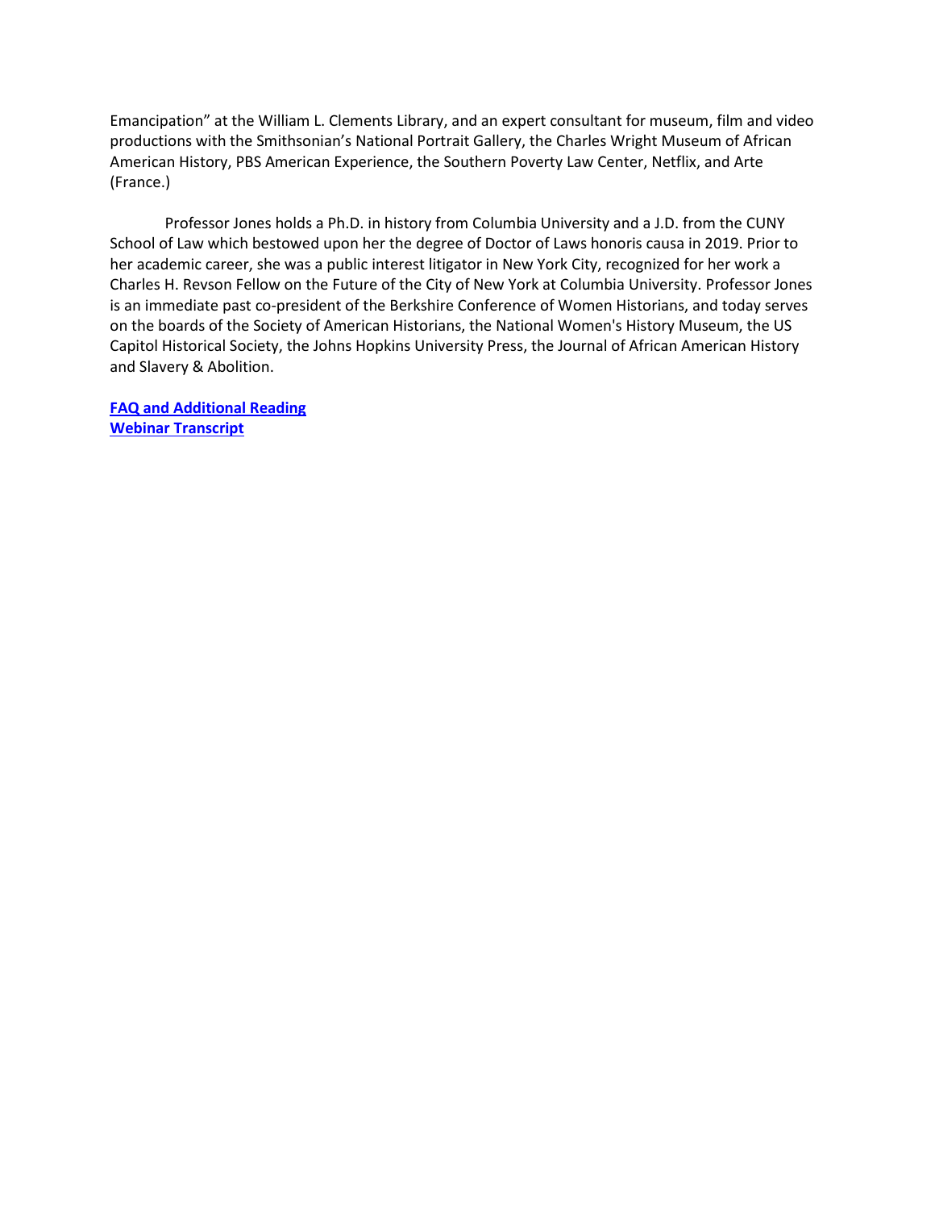Emancipation" at the William L. Clements Library, and an expert consultant for museum, film and video productions with the Smithsonian's National Portrait Gallery, the Charles Wright Museum of African American History, PBS American Experience, the Southern Poverty Law Center, Netflix, and Arte (France.)

Professor Jones holds a Ph.D. in history from Columbia University and a J.D. from the CUNY School of Law which bestowed upon her the degree of Doctor of Laws honoris causa in 2019. Prior to her academic career, she was a public interest litigator in New York City, recognized for her work a Charles H. Revson Fellow on the Future of the City of New York at Columbia University. Professor Jones is an immediate past co-president of the Berkshire Conference of Women Historians, and today serves on the boards of the Society of American Historians, the National Women's History Museum, the US Capitol Historical Society, the Johns Hopkins University Press, the Journal of African American History and Slavery & Abolition.

**FAQ and Additional Reading**
**Webinar Transcript**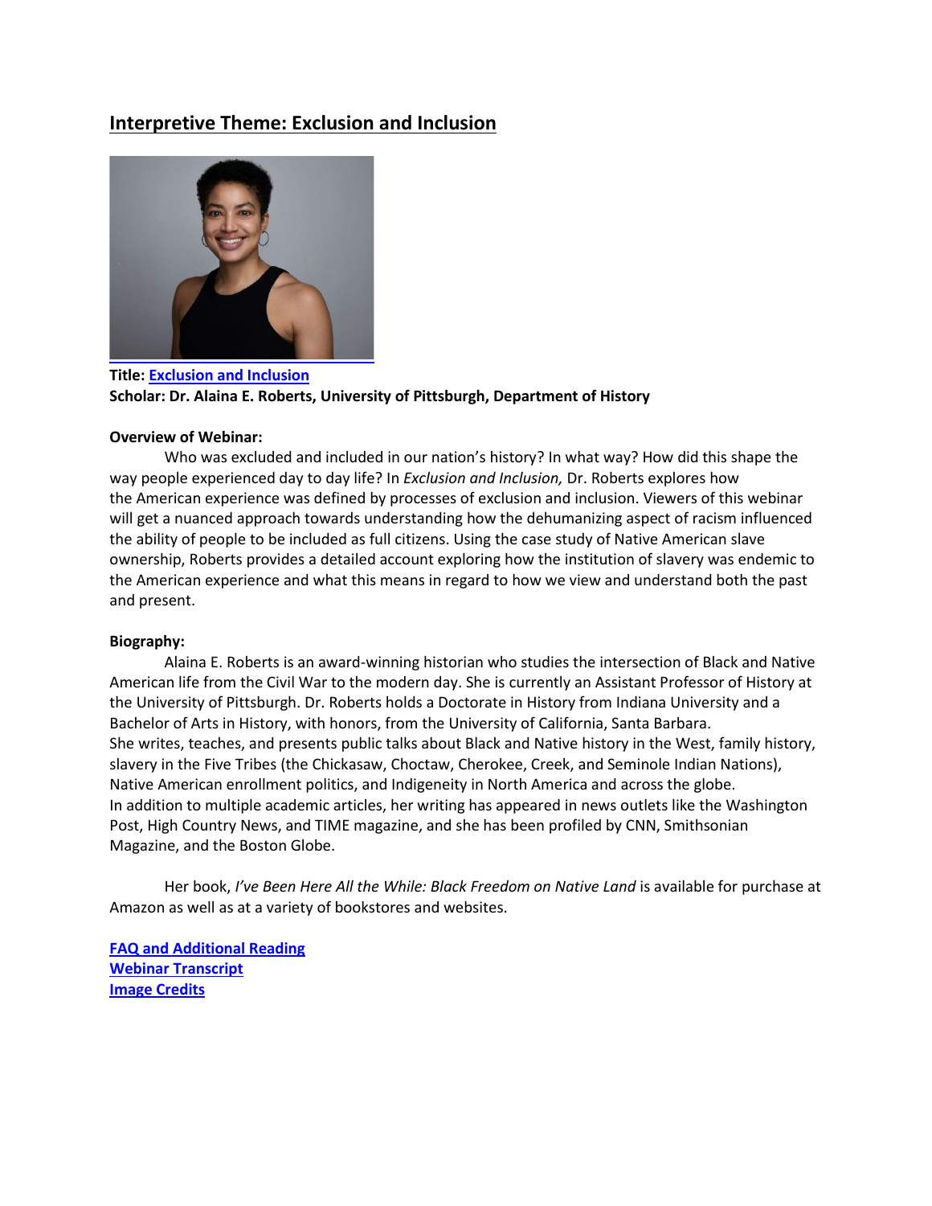## Interpretive Theme: Exclusion and Inclusion

**Title: Exclusion and Inclusion**
**Scholar: Dr. Alaina E. Roberts, University of Pittsburgh, Department of History**

**Overview of Webinar:**

Who was excluded and included in our nation's history? In what way? How did this shape the way people experienced day to day life? In *Exclusion and Inclusion,* Dr. Roberts explores how the American experience was defined by processes of exclusion and inclusion. Viewers of this webinar will get a nuanced approach towards understanding how the dehumanizing aspect of racism influenced the ability of people to be included as full citizens. Using the case study of Native American slave ownership, Roberts provides a detailed account exploring how the institution of slavery was endemic to the American experience and what this means in regard to how we view and understand both the past and present.

**Biography:**

Alaina E. Roberts is an award-winning historian who studies the intersection of Black and Native American life from the Civil War to the modern day. She is currently an Assistant Professor of History at the University of Pittsburgh. Dr. Roberts holds a Doctorate in History from Indiana University and a Bachelor of Arts in History, with honors, from the University of California, Santa Barbara.
She writes, teaches, and presents public talks about Black and Native history in the West, family history, slavery in the Five Tribes (the Chickasaw, Choctaw, Cherokee, Creek, and Seminole Indian Nations), Native American enrollment politics, and Indigeneity in North America and across the globe.
In addition to multiple academic articles, her writing has appeared in news outlets like the Washington Post, High Country News, and TIME magazine, and she has been profiled by CNN, Smithsonian Magazine, and the Boston Globe.

Her book, *I've Been Here All the While: Black Freedom on Native Land* is available for purchase at Amazon as well as at a variety of bookstores and websites.

FAQ and Additional Reading
Webinar Transcript
Image Credits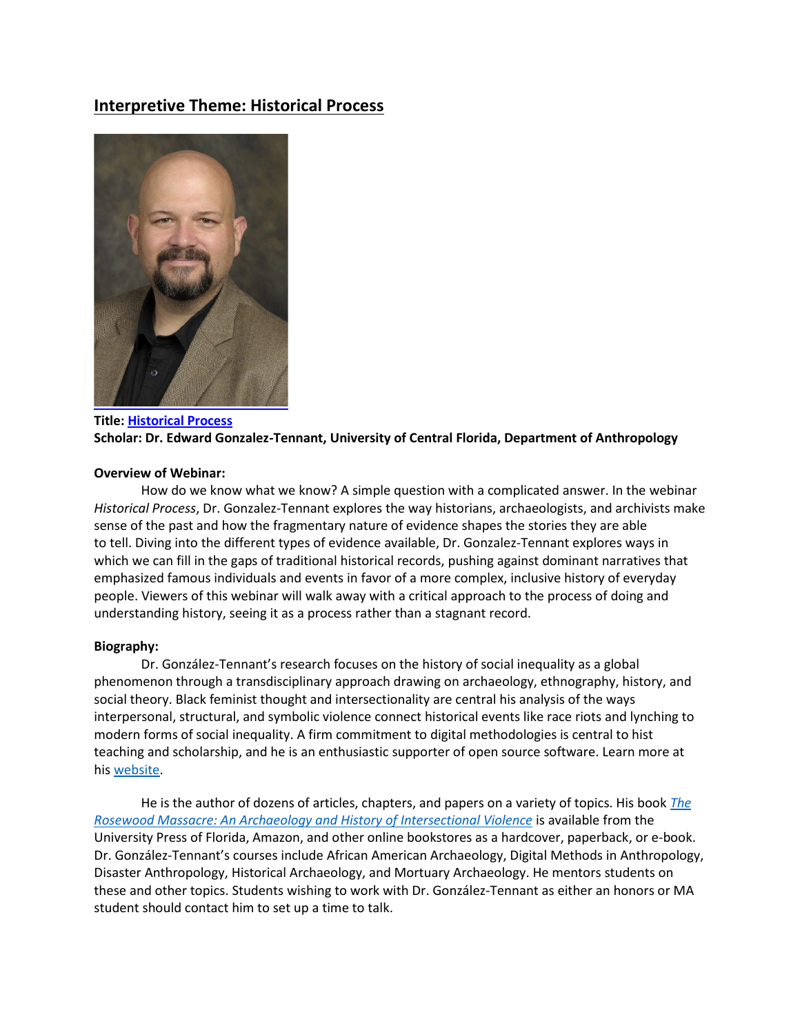## Interpretive Theme: Historical Process

**Title: Historical Process**
**Scholar: Dr. Edward Gonzalez-Tennant, University of Central Florida, Department of Anthropology**

**Overview of Webinar:**

How do we know what we know? A simple question with a complicated answer. In the webinar *Historical Process*, Dr. Gonzalez-Tennant explores the way historians, archaeologists, and archivists make sense of the past and how the fragmentary nature of evidence shapes the stories they are able to tell. Diving into the different types of evidence available, Dr. Gonzalez-Tennant explores ways in which we can fill in the gaps of traditional historical records, pushing against dominant narratives that emphasized famous individuals and events in favor of a more complex, inclusive history of everyday people. Viewers of this webinar will walk away with a critical approach to the process of doing and understanding history, seeing it as a process rather than a stagnant record.

**Biography:**

Dr. González-Tennant's research focuses on the history of social inequality as a global phenomenon through a transdisciplinary approach drawing on archaeology, ethnography, history, and social theory. Black feminist thought and intersectionality are central his analysis of the ways interpersonal, structural, and symbolic violence connect historical events like race riots and lynching to modern forms of social inequality. A firm commitment to digital methodologies is central to hist teaching and scholarship, and he is an enthusiastic supporter of open source software. Learn more at his website.

He is the author of dozens of articles, chapters, and papers on a variety of topics. His book *The Rosewood Massacre: An Archaeology and History of Intersectional Violence* is available from the University Press of Florida, Amazon, and other online bookstores as a hardcover, paperback, or e-book. Dr. González-Tennant's courses include African American Archaeology, Digital Methods in Anthropology, Disaster Anthropology, Historical Archaeology, and Mortuary Archaeology. He mentors students on these and other topics. Students wishing to work with Dr. González-Tennant as either an honors or MA student should contact him to set up a time to talk.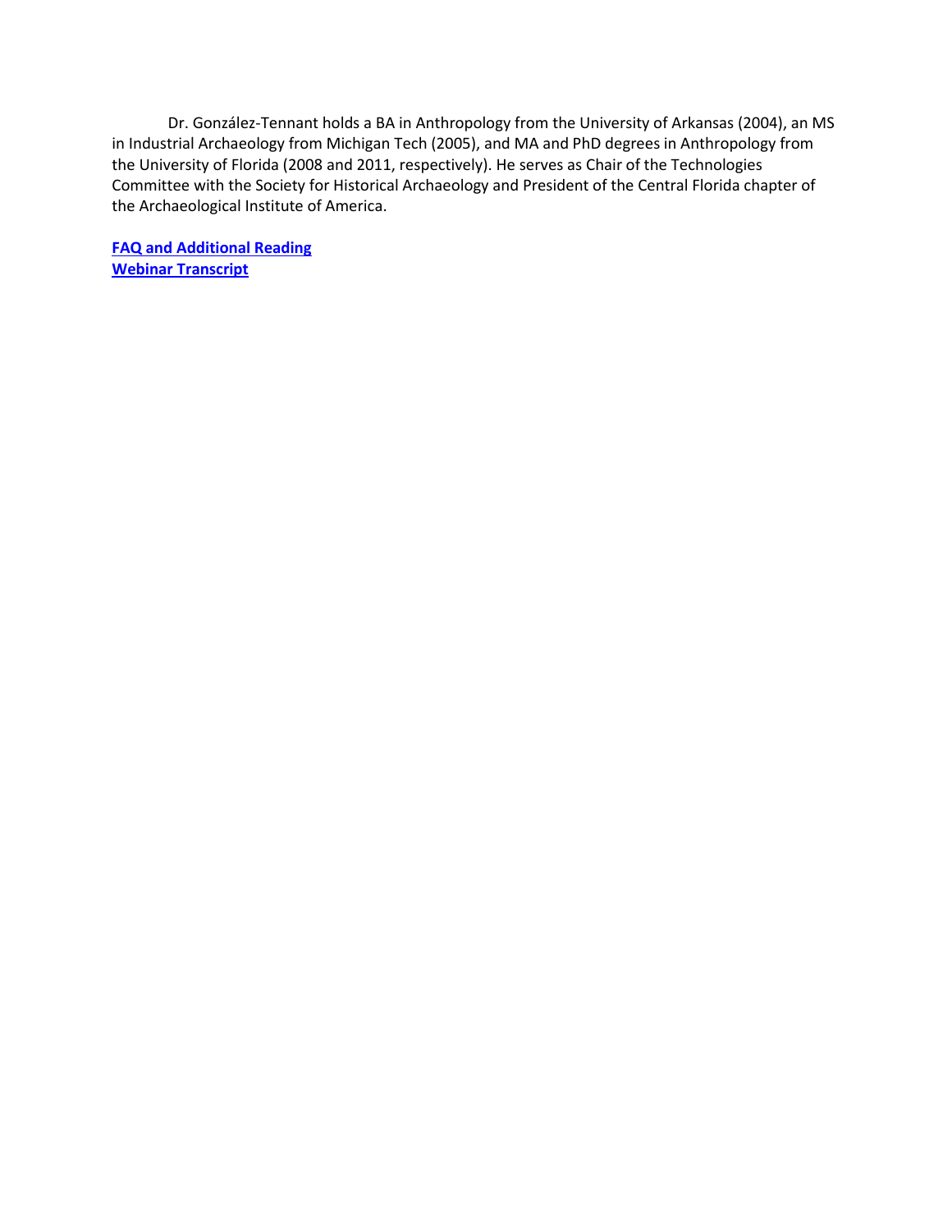Dr. González-Tennant holds a BA in Anthropology from the University of Arkansas (2004), an MS in Industrial Archaeology from Michigan Tech (2005), and MA and PhD degrees in Anthropology from the University of Florida (2008 and 2011, respectively). He serves as Chair of the Technologies Committee with the Society for Historical Archaeology and President of the Central Florida chapter of the Archaeological Institute of America.

**FAQ and Additional Reading**
**Webinar Transcript**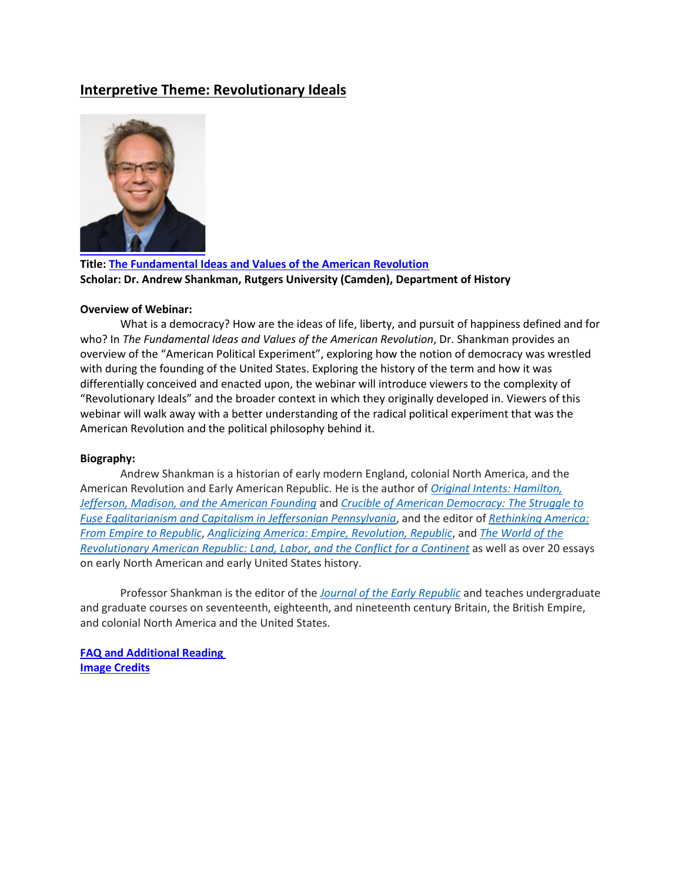## Interpretive Theme: Revolutionary Ideals

**Title: The Fundamental Ideas and Values of the American Revolution**
**Scholar: Dr. Andrew Shankman, Rutgers University (Camden), Department of History**

**Overview of Webinar:**

What is a democracy? How are the ideas of life, liberty, and pursuit of happiness defined and for who? In *The Fundamental Ideas and Values of the American Revolution*, Dr. Shankman provides an overview of the "American Political Experiment", exploring how the notion of democracy was wrestled with during the founding of the United States. Exploring the history of the term and how it was differentially conceived and enacted upon, the webinar will introduce viewers to the complexity of "Revolutionary Ideals" and the broader context in which they originally developed in. Viewers of this webinar will walk away with a better understanding of the radical political experiment that was the American Revolution and the political philosophy behind it.

**Biography:**

Andrew Shankman is a historian of early modern England, colonial North America, and the American Revolution and Early American Republic. He is the author of *Original Intents: Hamilton, Jefferson, Madison, and the American Founding* and *Crucible of American Democracy: The Struggle to Fuse Egalitarianism and Capitalism in Jeffersonian Pennsylvania*, and the editor of *Rethinking America: From Empire to Republic*, *Anglicizing America: Empire, Revolution, Republic*, and *The World of the Revolutionary American Republic: Land, Labor, and the Conflict for a Continent* as well as over 20 essays on early North American and early United States history.

Professor Shankman is the editor of the *Journal of the Early Republic* and teaches undergraduate and graduate courses on seventeenth, eighteenth, and nineteenth century Britain, the British Empire, and colonial North America and the United States.

**FAQ and Additional Reading**
**Image Credits**